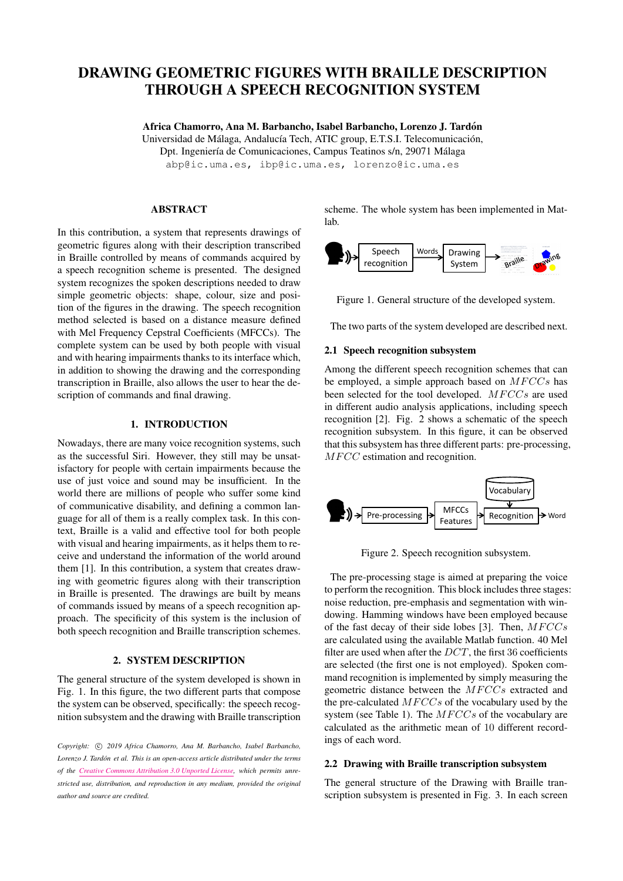# DRAWING GEOMETRIC FIGURES WITH BRAILLE DESCRIPTION THROUGH A SPEECH RECOGNITION SYSTEM

**Africa Chamorro, Ana M. Barbancho, Isabel Barbancho, Lorenzo J. Tardón**
Universidad de Málaga, Andalucía Tech, ATIC group, E.T.S.I. Telecomunicación,
Dpt. Ingeniería de Comunicaciones, Campus Teatinos s/n, 29071 Málaga
abp@ic.uma.es, ibp@ic.uma.es, lorenzo@ic.uma.es

## ABSTRACT

In this contribution, a system that represents drawings of geometric figures along with their description transcribed in Braille controlled by means of commands acquired by a speech recognition scheme is presented. The designed system recognizes the spoken descriptions needed to draw simple geometric objects: shape, colour, size and position of the figures in the drawing. The speech recognition method selected is based on a distance measure defined with Mel Frequency Cepstral Coefficients (MFCCs). The complete system can be used by both people with visual and with hearing impairments thanks to its interface which, in addition to showing the drawing and the corresponding transcription in Braille, also allows the user to hear the description of commands and final drawing.

## 1. INTRODUCTION

Nowadays, there are many voice recognition systems, such as the successful Siri. However, they still may be unsatisfactory for people with certain impairments because the use of just voice and sound may be insufficient. In the world there are millions of people who suffer some kind of communicative disability, and defining a common language for all of them is a really complex task. In this context, Braille is a valid and effective tool for both people with visual and hearing impairments, as it helps them to receive and understand the information of the world around them [1]. In this contribution, a system that creates drawing with geometric figures along with their transcription in Braille is presented. The drawings are built by means of commands issued by means of a speech recognition approach. The specificity of this system is the inclusion of both speech recognition and Braille transcription schemes.

## 2. SYSTEM DESCRIPTION

The general structure of the system developed is shown in Fig. 1. In this figure, the two different parts that compose the system can be observed, specifically: the speech recognition subsystem and the drawing with Braille transcription scheme. The whole system has been implemented in Matlab.

Figure 1. General structure of the developed system.

The two parts of the system developed are described next.

### 2.1 Speech recognition subsystem

Among the different speech recognition schemes that can be employed, a simple approach based on $MFCCs$ has been selected for the tool developed. $MFCCs$ are used in different audio analysis applications, including speech recognition [2]. Fig. 2 shows a schematic of the speech recognition subsystem. In this figure, it can be observed that this subsystem has three different parts: pre-processing, $MFCC$ estimation and recognition.

Figure 2. Speech recognition subsystem.

The pre-processing stage is aimed at preparing the voice to perform the recognition. This block includes three stages: noise reduction, pre-emphasis and segmentation with windowing. Hamming windows have been employed because of the fast decay of their side lobes [3]. Then, $MFCCs$ are calculated using the available Matlab function. 40 Mel filter are used when after the $DCT$, the first 36 coefficients are selected (the first one is not employed). Spoken command recognition is implemented by simply measuring the geometric distance between the $MFCCs$ extracted and the pre-calculated $MFCCs$ of the vocabulary used by the system (see Table 1). The $MFCCs$ of the vocabulary are calculated as the arithmetic mean of 10 different recordings of each word.

### 2.2 Drawing with Braille transcription subsystem

The general structure of the Drawing with Braille transcription subsystem is presented in Fig. 3. In each screen

*Copyright: © 2019 Africa Chamorro, Ana M. Barbancho, Isabel Barbancho, Lorenzo J. Tardón et al. This is an open-access article distributed under the terms of the Creative Commons Attribution 3.0 Unported License, which permits unrestricted use, distribution, and reproduction in any medium, provided the original author and source are credited.*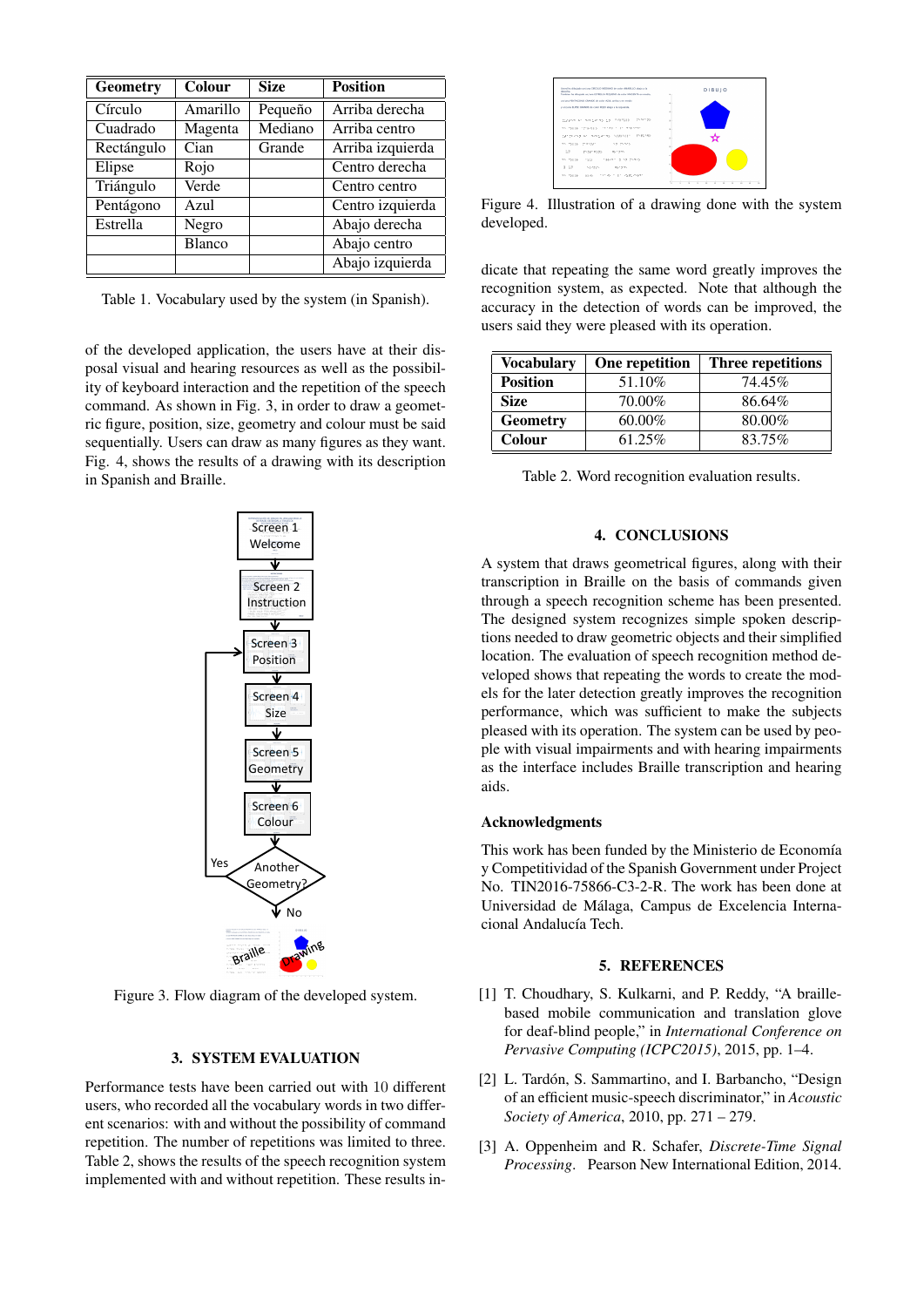| Geometry | Colour | Size | Position |
|---|---|---|---|
| Círculo | Amarillo | Pequeño | Arriba derecha |
| Cuadrado | Magenta | Mediano | Arriba centro |
| Rectángulo | Cian | Grande | Arriba izquierda |
| Elipse | Rojo | | Centro derecha |
| Triángulo | Verde | | Centro centro |
| Pentágono | Azul | | Centro izquierda |
| Estrella | Negro | | Abajo derecha |
| | Blanco | | Abajo centro |
| | | | Abajo izquierda |

Table 1. Vocabulary used by the system (in Spanish).

of the developed application, the users have at their disposal visual and hearing resources as well as the possibility of keyboard interaction and the repetition of the speech command. As shown in Fig. 3, in order to draw a geometric figure, position, size, geometry and colour must be said sequentially. Users can draw as many figures as they want. Fig. 4, shows the results of a drawing with its description in Spanish and Braille.

Screen 1 Welcome
Screen 2 Instruction
Screen 3 Position
Screen 4 Size
Screen 5 Geometry
Screen 6 Colour
Another Geometry?
Yes
No
Braille
Drawing

Figure 3. Flow diagram of the developed system.

## 3. SYSTEM EVALUATION

Performance tests have been carried out with 10 different users, who recorded all the vocabulary words in two different scenarios: with and without the possibility of command repetition. The number of repetitions was limited to three. Table 2, shows the results of the speech recognition system implemented with and without repetition. These results indicate that repeating the same word greatly improves the recognition system, as expected. Note that although the accuracy in the detection of words can be improved, the users said they were pleased with its operation.

DIBUJO

Figure 4. Illustration of a drawing done with the system developed.

| Vocabulary | One repetition | Three repetitions |
|---|---|---|
| **Position** | 51.10% | 74.45% |
| **Size** | 70.00% | 86.64% |
| **Geometry** | 60.00% | 80.00% |
| **Colour** | 61.25% | 83.75% |

Table 2. Word recognition evaluation results.

## 4. CONCLUSIONS

A system that draws geometrical figures, along with their transcription in Braille on the basis of commands given through a speech recognition scheme has been presented. The designed system recognizes simple spoken descriptions needed to draw geometric objects and their simplified location. The evaluation of speech recognition method developed shows that repeating the words to create the models for the later detection greatly improves the recognition performance, which was sufficient to make the subjects pleased with its operation. The system can be used by people with visual impairments and with hearing impairments as the interface includes Braille transcription and hearing aids.

### Acknowledgments

This work has been funded by the Ministerio de Economía y Competitividad of the Spanish Government under Project No. TIN2016-75866-C3-2-R. The work has been done at Universidad de Málaga, Campus de Excelencia Internacional Andalucía Tech.

## 5. REFERENCES

[1] T. Choudhary, S. Kulkarni, and P. Reddy, "A braille-based mobile communication and translation glove for deaf-blind people," in *International Conference on Pervasive Computing (ICPC2015)*, 2015, pp. 1–4.

[2] L. Tardón, S. Sammartino, and I. Barbancho, "Design of an efficient music-speech discriminator," in *Acoustic Society of America*, 2010, pp. 271 – 279.

[3] A. Oppenheim and R. Schafer, *Discrete-Time Signal Processing*. Pearson New International Edition, 2014.